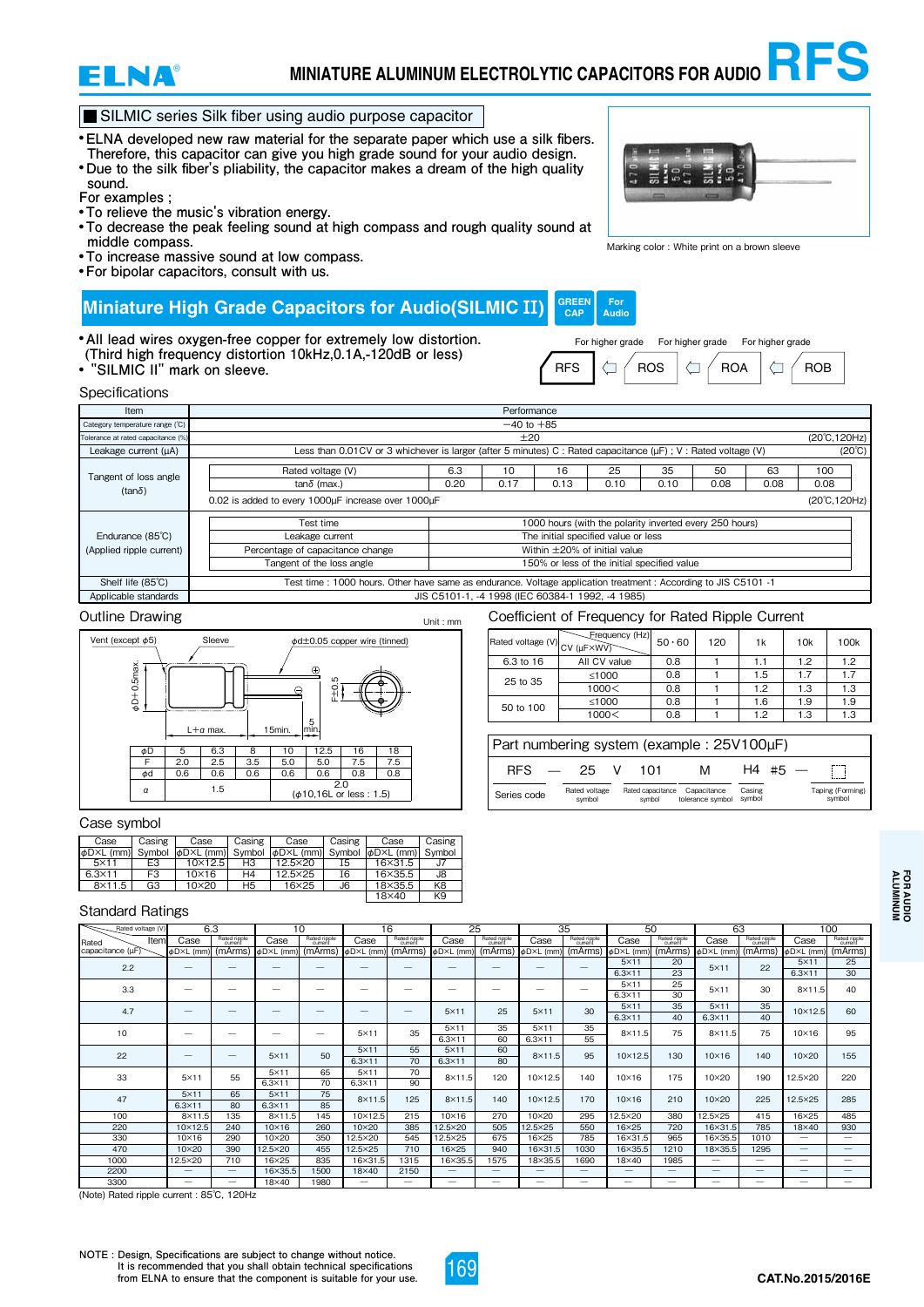# ELNA — MINIATURE ALUMINUM ELECTROLYTIC CAPACITORS FOR AUDIO **RFS**

## ■ SILMIC series Silk fiber using audio purpose capacitor

- ELNA developed new raw material for the separate paper which use a silk fibers. Therefore, this capacitor can give you high grade sound for your audio design.
- Due to the silk fiber's pliability, the capacitor makes a dream of the high quality sound.

For examples ;

- To relieve the music's vibration energy.
- To decrease the peak feeling sound at high compass and rough quality sound at middle compass.
- To increase massive sound at low compass.
- For bipolar capacitors, consult with us.

Marking color : White print on a brown sleeve

## Miniature High Grade Capacitors for Audio(SILMIC II)

GREEN CAP | For Audio

- All lead wires oxygen-free copper for extremely low distortion. (Third high frequency distortion 10kHz,0.1A,-120dB or less)
- "SILMIC II" mark on sleeve.

RFS ⇦ (For higher grade) ROS ⇦ (For higher grade) ROA ⇦ (For higher grade) ROB

### Specifications

| Item | Performance | | | | | | | | |
|---|---|---|---|---|---|---|---|---|---|
| Category temperature range (℃) | −40 to +85 | | | | | | | | |
| Tolerance at rated capacitance (%) | ±20 (20℃,120Hz) | | | | | | | | |
| Leakage current (μA) | Less than 0.01CV or 3 whichever is larger (after 5 minutes) C : Rated capacitance (μF) ; V : Rated voltage (V) (20℃) | | | | | | | | |
| Tangent of loss angle (tanδ) | Rated voltage (V) | 6.3 | 10 | 16 | 25 | 35 | 50 | 63 | 100 |
| | tanδ (max.) | 0.20 | 0.17 | 0.13 | 0.10 | 0.10 | 0.08 | 0.08 | 0.08 |
| | 0.02 is added to every 1000μF increase over 1000μF (20℃,120Hz) | | | | | | | | |
| Endurance (85℃) (Applied ripple current) | Test time | 1000 hours (with the polarity inverted every 250 hours) | | | | | | | |
| | Leakage current | The initial specified value or less | | | | | | | |
| | Percentage of capacitance change | Within ±20% of initial value | | | | | | | |
| | Tangent of the loss angle | 150% or less of the initial specified value | | | | | | | |
| Shelf life (85℃) | Test time : 1000 hours. Other have same as endurance. Voltage application treatment : According to JIS C5101 -1 | | | | | | | | |
| Applicable standards | JIS C5101-1, -4 1998 (IEC 60384-1 1992, -4 1985) | | | | | | | | |

### Outline Drawing

Unit : mm

Vent (except φ5) — Sleeve — φd±0.05 copper wire (tinned) — φD+0.5max. — L+α max. — 15min. — 5 min. — F±0.5

| φD | 5 | 6.3 | 8 | 10 | 12.5 | 16 | 18 |
|---|---|---|---|---|---|---|---|
| F | 2.0 | 2.5 | 3.5 | 5.0 | 5.0 | 7.5 | 7.5 |
| φd | 0.6 | 0.6 | 0.6 | 0.6 | 0.6 | 0.8 | 0.8 |
| α | 1.5 | | | 2.0 (φ10,16L or less : 1.5) | | | |

### Coefficient of Frequency for Rated Ripple Current

| Rated voltage (V) | CV (μF×WV) \ Frequency (Hz) | 50・60 | 120 | 1k | 10k | 100k |
|---|---|---|---|---|---|---|
| 6.3 to 16 | All CV value | 0.8 | 1 | 1.1 | 1.2 | 1.2 |
| 25 to 35 | ≤1000 | 0.8 | 1 | 1.5 | 1.7 | 1.7 |
| | 1000< | 0.8 | 1 | 1.2 | 1.3 | 1.3 |
| 50 to 100 | ≤1000 | 0.8 | 1 | 1.6 | 1.9 | 1.9 |
| | 1000< | 0.8 | 1 | 1.2 | 1.3 | 1.3 |

### Part numbering system (example : 25V100μF)

| RFS | — | 25 | V | 101 | M | H4 | #5 | — | □ |
|---|---|---|---|---|---|---|---|---|---|
| Series code | | Rated voltage symbol | | Rated capacitance symbol | Capacitance tolerance symbol | Casing symbol | | | Taping (Forming) symbol |

### Case symbol

| Case φD×L (mm) | Casing Symbol | Case φD×L (mm) | Casing Symbol | Case φD×L (mm) | Casing Symbol | Case φD×L (mm) | Casing Symbol |
|---|---|---|---|---|---|---|---|
| 5×11 | E3 | 10×12.5 | H3 | 12.5×20 | I5 | 16×31.5 | J7 |
| 6.3×11 | F3 | 10×16 | H4 | 12.5×25 | I6 | 16×35.5 | J8 |
| 8×11.5 | G3 | 10×20 | H5 | 16×25 | J6 | 18×35.5 | K8 |
| | | | | | | 18×40 | K9 |

### Standard Ratings

| Rated voltage (V) | 6.3 | | 10 | | 16 | | 25 | | 35 | | 50 | | 63 | | 100 | |
|---|---|---|---|---|---|---|---|---|---|---|---|---|---|---|---|---|
| Rated capacitance (μF) \ Item | Case φD×L (mm) | Rated ripple current (mArms) | Case φD×L (mm) | Rated ripple current (mArms) | Case φD×L (mm) | Rated ripple current (mArms) | Case φD×L (mm) | Rated ripple current (mArms) | Case φD×L (mm) | Rated ripple current (mArms) | Case φD×L (mm) | Rated ripple current (mArms) | Case φD×L (mm) | Rated ripple current (mArms) | Case φD×L (mm) | Rated ripple current (mArms) |
| 2.2 | — | — | — | — | — | — | — | — | — | — | 5×11 / 6.3×11 | 20 / 23 | 5×11 | 22 | 5×11 / 6.3×11 | 25 / 30 |
| 3.3 | — | — | — | — | — | — | — | — | — | — | 5×11 / 6.3×11 | 25 / 30 | 5×11 | 30 | 8×11.5 | 40 |
| 4.7 | — | — | — | — | — | — | 5×11 | 25 | 5×11 | 30 | 5×11 / 6.3×11 | 35 / 40 | 5×11 / 6.3×11 | 35 / 40 | 10×12.5 | 60 |
| 10 | — | — | — | — | 5×11 | 35 | 5×11 / 6.3×11 | 35 / 60 | 5×11 / 6.3×11 | 35 / 55 | 8×11.5 | 75 | 8×11.5 | 75 | 10×16 | 95 |
| 22 | — | — | 5×11 | 50 | 5×11 / 6.3×11 | 55 / 70 | 5×11 / 6.3×11 | 60 / 80 | 8×11.5 | 95 | 10×12.5 | 130 | 10×16 | 140 | 10×20 | 155 |
| 33 | 5×11 | 55 | 5×11 / 6.3×11 | 65 / 70 | 5×11 / 6.3×11 | 70 / 90 | 8×11.5 | 120 | 10×12.5 | 140 | 10×16 | 175 | 10×20 | 190 | 12.5×20 | 220 |
| 47 | 5×11 / 6.3×11 | 65 / 80 | 5×11 / 6.3×11 | 75 / 85 | 8×11.5 | 125 | 8×11.5 | 140 | 10×12.5 | 170 | 10×16 | 175 | 10×20 | 225 | 12.5×25 | 285 |
| 100 | 8×11.5 | 135 | 8×11.5 | 145 | 10×12.5 | 215 | 10×16 | 270 | 10×20 | 295 | 12.5×20 | 380 | 12.5×25 | 415 | 16×25 | 485 |
| 220 | 10×12.5 | 240 | 10×16 | 260 | 10×20 | 385 | 12.5×20 | 505 | 12.5×25 | 550 | 16×25 | 720 | 16×31.5 | 785 | 18×40 | 930 |
| 330 | 10×16 | 290 | 10×20 | 350 | 12.5×20 | 545 | 12.5×25 | 675 | 16×25 | 785 | 16×31.5 | 965 | 16×35.5 | 1010 | — | — |
| 470 | 10×20 | 390 | 12.5×20 | 455 | 12.5×25 | 710 | 16×25 | 940 | 16×31.5 | 1030 | 16×35.5 | 1210 | 18×35.5 | 1295 | — | — |
| 1000 | 12.5×20 | 710 | 16×25 | 835 | 16×31.5 | 1315 | 16×35.5 | 1575 | 18×35.5 | 1690 | 18×40 | 1985 | — | — | — | — |
| 2200 | — | — | 16×35.5 | 1500 | 18×40 | 2150 | — | — | — | — | — | — | — | — | — | — |
| 3300 | — | — | 18×40 | 1980 | — | — | — | — | — | — | — | — | — | — | — | — |

(Note) Rated ripple current : 85℃, 120Hz

NOTE : Design, Specifications are subject to change without notice. It is recommended that you shall obtain technical specifications from ELNA to ensure that the component is suitable for your use.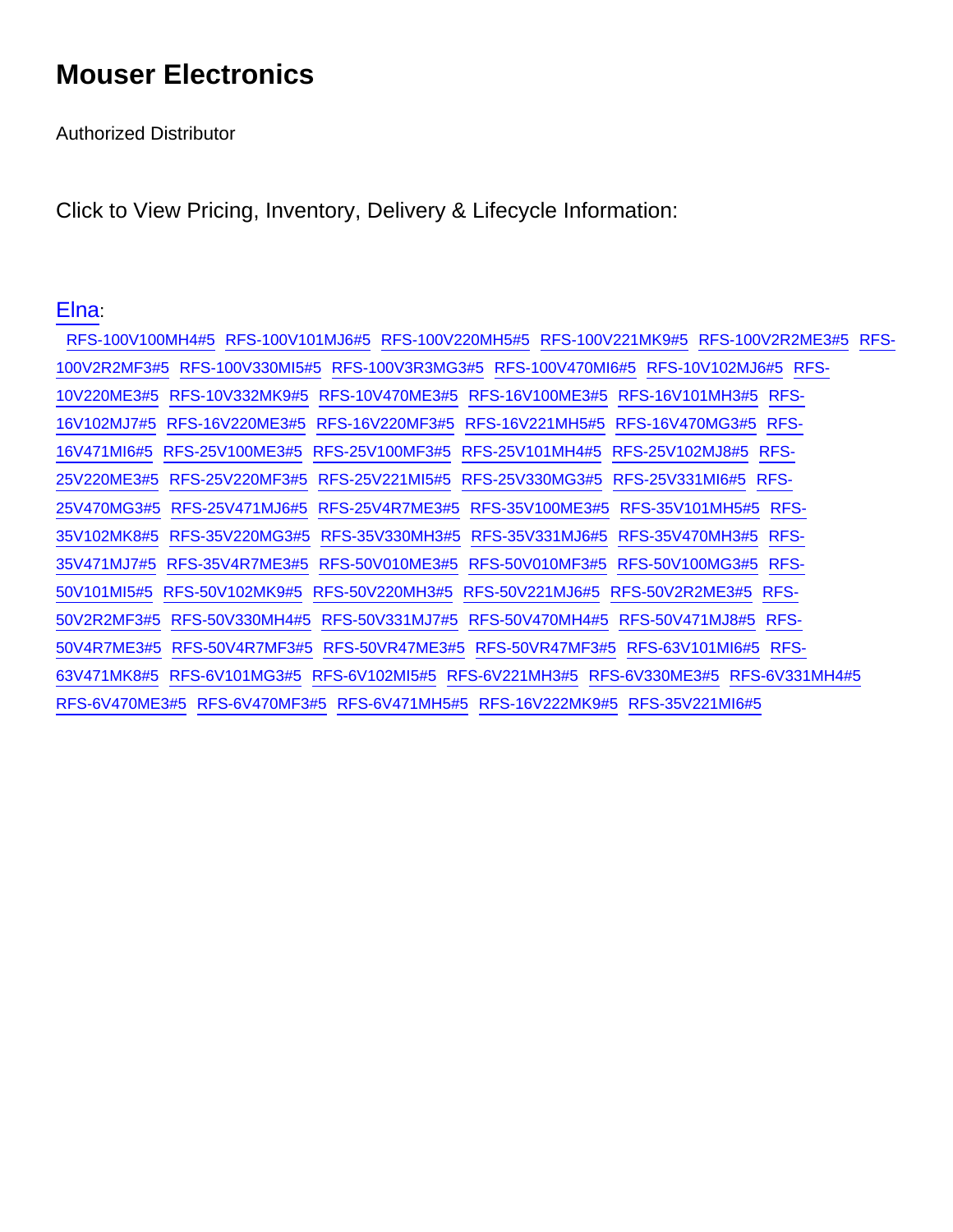# Mouser Electronics

Authorized Distributor

Click to View Pricing, Inventory, Delivery & Lifecycle Information:

Elna:

RFS-100V100MH4#5 RFS-100V101MJ6#5 RFS-100V220MH5#5 RFS-100V221MK9#5 RFS-100V2R2ME3#5 RFS-100V2R2MF3#5 RFS-100V330MI5#5 RFS-100V3R3MG3#5 RFS-100V470MI6#5 RFS-10V102MJ6#5 RFS-10V220ME3#5 RFS-10V332MK9#5 RFS-10V470ME3#5 RFS-16V100ME3#5 RFS-16V101MH3#5 RFS-16V102MJ7#5 RFS-16V220ME3#5 RFS-16V220MF3#5 RFS-16V221MH5#5 RFS-16V470MG3#5 RFS-16V471MI6#5 RFS-25V100ME3#5 RFS-25V100MF3#5 RFS-25V101MH4#5 RFS-25V102MJ8#5 RFS-25V220ME3#5 RFS-25V220MF3#5 RFS-25V221MI5#5 RFS-25V330MG3#5 RFS-25V331MI6#5 RFS-25V470MG3#5 RFS-25V471MJ6#5 RFS-25V4R7ME3#5 RFS-35V100ME3#5 RFS-35V101MH5#5 RFS-35V102MK8#5 RFS-35V220MG3#5 RFS-35V330MH3#5 RFS-35V331MJ6#5 RFS-35V470MH3#5 RFS-35V471MJ7#5 RFS-35V4R7ME3#5 RFS-50V010ME3#5 RFS-50V010MF3#5 RFS-50V100MG3#5 RFS-50V101MI5#5 RFS-50V102MK9#5 RFS-50V220MH3#5 RFS-50V221MJ6#5 RFS-50V2R2ME3#5 RFS-50V2R2MF3#5 RFS-50V330MH4#5 RFS-50V331MJ7#5 RFS-50V470MH4#5 RFS-50V471MJ8#5 RFS-50V4R7ME3#5 RFS-50V4R7MF3#5 RFS-50VR47ME3#5 RFS-50VR47MF3#5 RFS-63V101MI6#5 RFS-63V471MK8#5 RFS-6V101MG3#5 RFS-6V102MI5#5 RFS-6V221MH3#5 RFS-6V330ME3#5 RFS-6V331MH4#5 RFS-6V470ME3#5 RFS-6V470MF3#5 RFS-6V471MH5#5 RFS-16V222MK9#5 RFS-35V221MI6#5